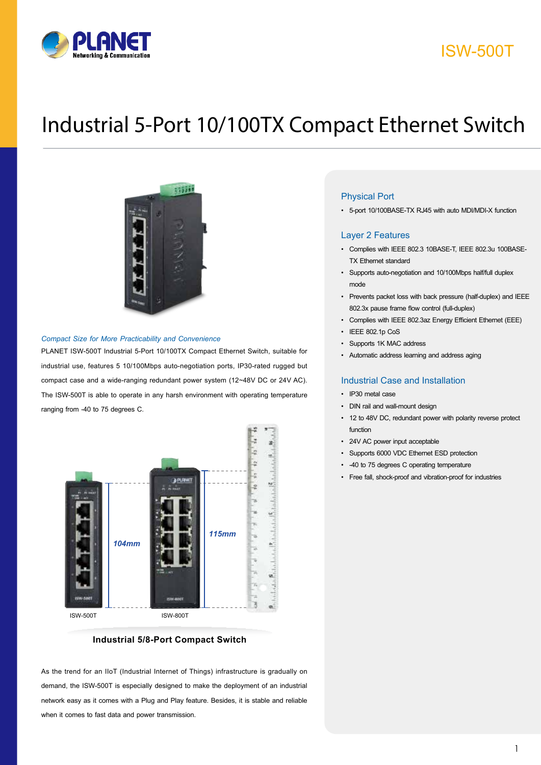# ISW-500T

# Industrial 5-Port 10/100TX Compact Ethernet Switch

### *Compact Size for More Practicability and Convenience*

PLANET ISW-500T Industrial 5-Port 10/100TX Compact Ethernet Switch, suitable for industrial use, features 5 10/100Mbps auto-negotiation ports, IP30-rated rugged but compact case and a wide-ranging redundant power system (12~48V DC or 24V AC). The ISW-500T is able to operate in any harsh environment with operating temperature ranging from -40 to 75 degrees C.

ISW-500T 104mm

ISW-800T 115mm

**Industrial 5/8-Port Compact Switch**

As the trend for an IIoT (Industrial Internet of Things) infrastructure is gradually on demand, the ISW-500T is especially designed to make the deployment of an industrial network easy as it comes with a Plug and Play feature. Besides, it is stable and reliable when it comes to fast data and power transmission.

## Physical Port

- 5-port 10/100BASE-TX RJ45 with auto MDI/MDI-X function

## Layer 2 Features

- Complies with IEEE 802.3 10BASE-T, IEEE 802.3u 100BASE-TX Ethernet standard
- Supports auto-negotiation and 10/100Mbps half/full duplex mode
- Prevents packet loss with back pressure (half-duplex) and IEEE 802.3x pause frame flow control (full-duplex)
- Complies with IEEE 802.3az Energy Efficient Ethernet (EEE)
- IEEE 802.1p CoS
- Supports 1K MAC address
- Automatic address learning and address aging

## Industrial Case and Installation

- IP30 metal case
- DIN rail and wall-mount design
- 12 to 48V DC, redundant power with polarity reverse protect function
- 24V AC power input acceptable
- Supports 6000 VDC Ethernet ESD protection
- -40 to 75 degrees C operating temperature
- Free fall, shock-proof and vibration-proof for industries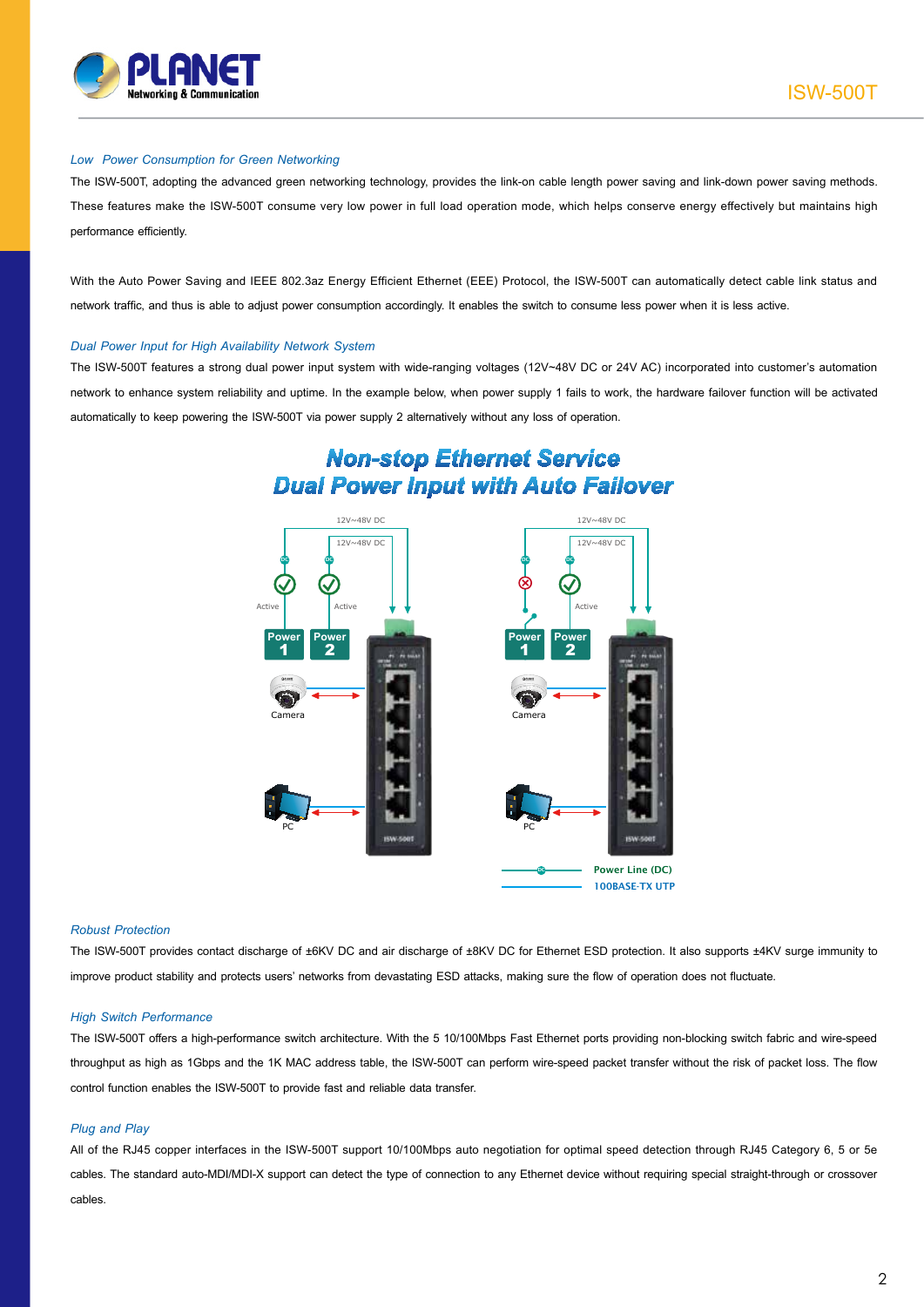### Low Power Consumption for Green Networking

The ISW-500T, adopting the advanced green networking technology, provides the link-on cable length power saving and link-down power saving methods. These features make the ISW-500T consume very low power in full load operation mode, which helps conserve energy effectively but maintains high performance efficiently.

With the Auto Power Saving and IEEE 802.3az Energy Efficient Ethernet (EEE) Protocol, the ISW-500T can automatically detect cable link status and network traffic, and thus is able to adjust power consumption accordingly. It enables the switch to consume less power when it is less active.

### Dual Power Input for High Availability Network System

The ISW-500T features a strong dual power input system with wide-ranging voltages (12V~48V DC or 24V AC) incorporated into customer's automation network to enhance system reliability and uptime. In the example below, when power supply 1 fails to work, the hardware failover function will be activated automatically to keep powering the ISW-500T via power supply 2 alternatively without any loss of operation.

**Non-stop Ethernet Service**
**Dual Power Input with Auto Failover**

### Robust Protection

The ISW-500T provides contact discharge of ±6KV DC and air discharge of ±8KV DC for Ethernet ESD protection. It also supports ±4KV surge immunity to improve product stability and protects users' networks from devastating ESD attacks, making sure the flow of operation does not fluctuate.

### High Switch Performance

The ISW-500T offers a high-performance switch architecture. With the 5 10/100Mbps Fast Ethernet ports providing non-blocking switch fabric and wire-speed throughput as high as 1Gbps and the 1K MAC address table, the ISW-500T can perform wire-speed packet transfer without the risk of packet loss. The flow control function enables the ISW-500T to provide fast and reliable data transfer.

### Plug and Play

All of the RJ45 copper interfaces in the ISW-500T support 10/100Mbps auto negotiation for optimal speed detection through RJ45 Category 6, 5 or 5e cables. The standard auto-MDI/MDI-X support can detect the type of connection to any Ethernet device without requiring special straight-through or crossover cables.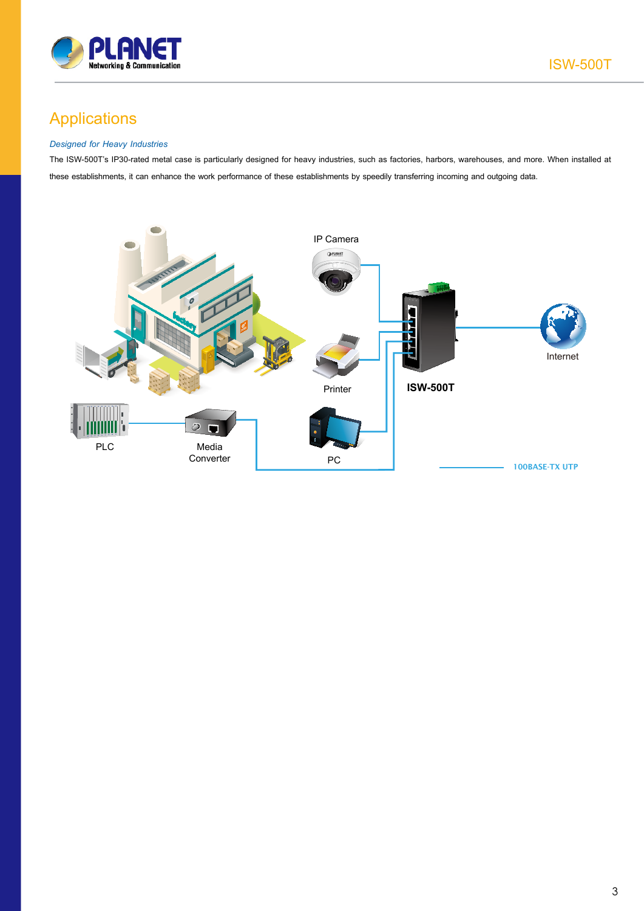## Applications

*Designed for Heavy Industries*

The ISW-500T's IP30-rated metal case is particularly designed for heavy industries, such as factories, harbors, warehouses, and more. When installed at these establishments, it can enhance the work performance of these establishments by speedily transferring incoming and outgoing data.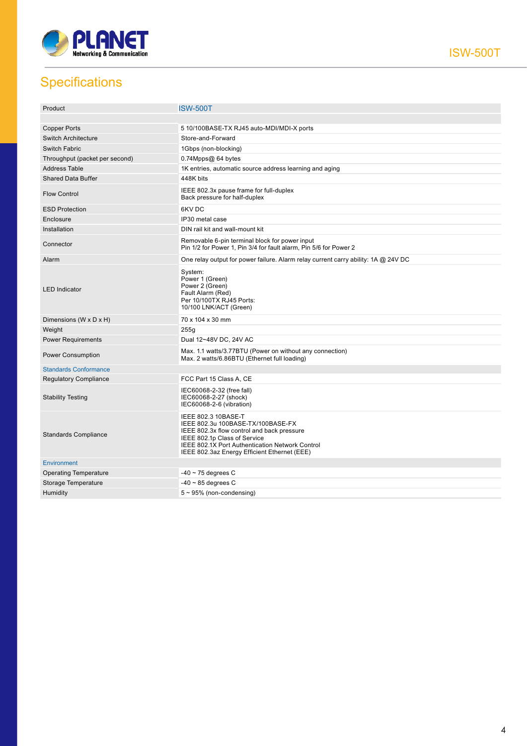## Specifications

| Product | ISW-500T |
|---|---|
| | |
| Copper Ports | 5 10/100BASE-TX RJ45 auto-MDI/MDI-X ports |
| Switch Architecture | Store-and-Forward |
| Switch Fabric | 1Gbps (non-blocking) |
| Throughput (packet per second) | 0.74Mpps@ 64 bytes |
| Address Table | 1K entries, automatic source address learning and aging |
| Shared Data Buffer | 448K bits |
| Flow Control | IEEE 802.3x pause frame for full-duplex<br>Back pressure for half-duplex |
| ESD Protection | 6KV DC |
| Enclosure | IP30 metal case |
| Installation | DIN rail kit and wall-mount kit |
| Connector | Removable 6-pin terminal block for power input<br>Pin 1/2 for Power 1, Pin 3/4 for fault alarm, Pin 5/6 for Power 2 |
| Alarm | One relay output for power failure. Alarm relay current carry ability: 1A @ 24V DC |
| LED Indicator | System:<br>Power 1 (Green)<br>Power 2 (Green)<br>Fault Alarm (Red)<br>Per 10/100TX RJ45 Ports:<br>10/100 LNK/ACT (Green) |
| Dimensions (W x D x H) | 70 x 104 x 30 mm |
| Weight | 255g |
| Power Requirements | Dual 12~48V DC, 24V AC |
| Power Consumption | Max. 1.1 watts/3.77BTU (Power on without any connection)<br>Max. 2 watts/6.86BTU (Ethernet full loading) |
| **Standards Conformance** | |
| Regulatory Compliance | FCC Part 15 Class A, CE |
| Stability Testing | IEC60068-2-32 (free fall)<br>IEC60068-2-27 (shock)<br>IEC60068-2-6 (vibration) |
| Standards Compliance | IEEE 802.3 10BASE-T<br>IEEE 802.3u 100BASE-TX/100BASE-FX<br>IEEE 802.3x flow control and back pressure<br>IEEE 802.1p Class of Service<br>IEEE 802.1X Port Authentication Network Control<br>IEEE 802.3az Energy Efficient Ethernet (EEE) |
| **Environment** | |
| Operating Temperature | -40 ~ 75 degrees C |
| Storage Temperature | -40 ~ 85 degrees C |
| Humidity | 5 ~ 95% (non-condensing) |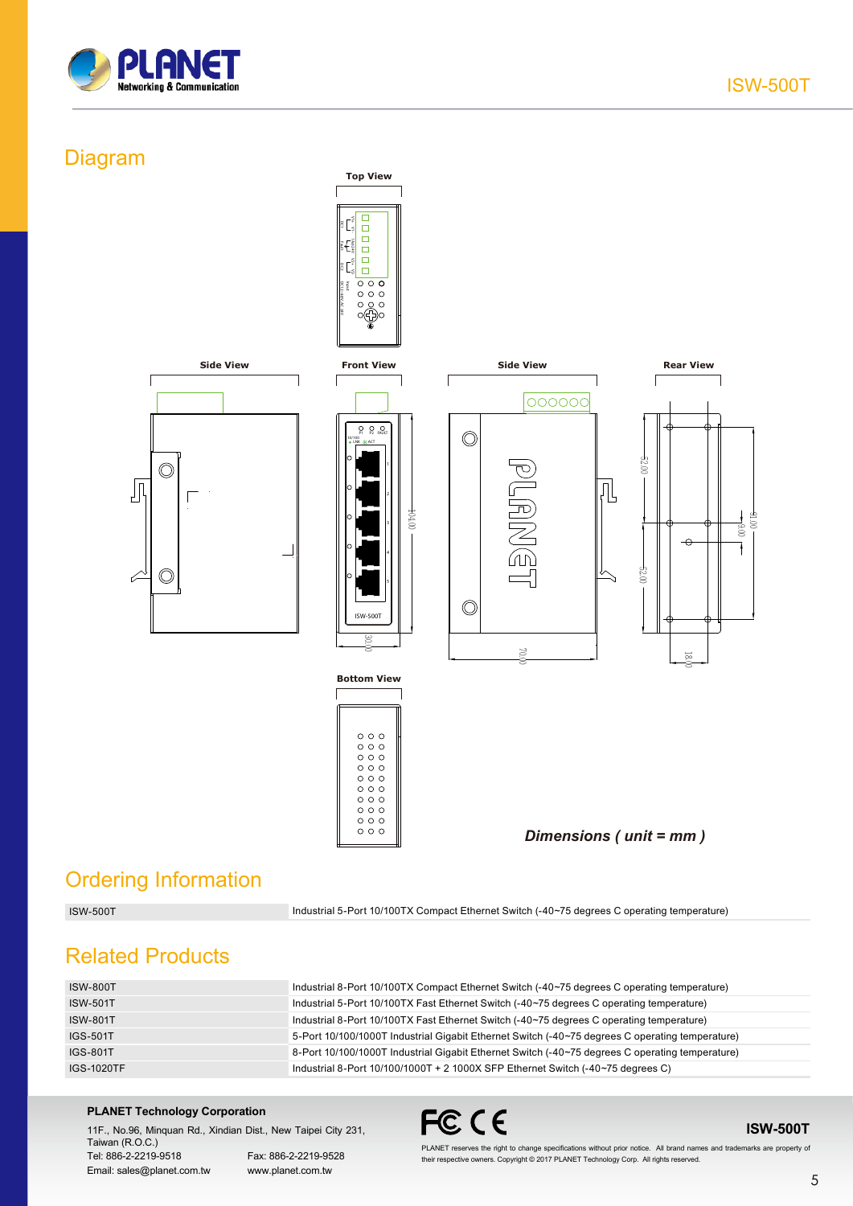## Diagram

Top View

Side View

Front View

Side View

Rear View

Bottom View

*Dimensions ( unit = mm )*

## Ordering Information

| | |
|---|---|
| ISW-500T | Industrial 5-Port 10/100TX Compact Ethernet Switch (-40~75 degrees C operating temperature) |

## Related Products

| | |
|---|---|
| ISW-800T | Industrial 8-Port 10/100TX Compact Ethernet Switch (-40~75 degrees C operating temperature) |
| ISW-501T | Industrial 5-Port 10/100TX Fast Ethernet Switch (-40~75 degrees C operating temperature) |
| ISW-801T | Industrial 8-Port 10/100TX Fast Ethernet Switch (-40~75 degrees C operating temperature) |
| IGS-501T | 5-Port 10/100/1000T Industrial Gigabit Ethernet Switch (-40~75 degrees C operating temperature) |
| IGS-801T | 8-Port 10/100/1000T Industrial Gigabit Ethernet Switch (-40~75 degrees C operating temperature) |
| IGS-1020TF | Industrial 8-Port 10/100/1000T + 2 1000X SFP Ethernet Switch (-40~75 degrees C) |

**PLANET Technology Corporation**

11F., No.96, Minquan Rd., Xindian Dist., New Taipei City 231, Taiwan (R.O.C.)
Tel: 886-2-2219-9518 Fax: 886-2-2219-9528
Email: sales@planet.com.tw www.planet.com.tw

**ISW-500T**

PLANET reserves the right to change specifications without prior notice. All brand names and trademarks are property of their respective owners. Copyright © 2017 PLANET Technology Corp. All rights reserved.